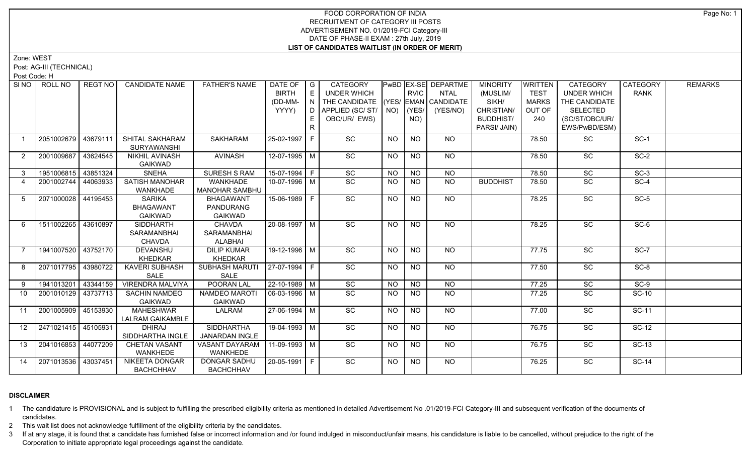# FOOD CORPORATION OF INDIA
## RECRUITMENT OF CATEGORY III POSTS
## ADVERTISEMENT NO. 01/2019-FCI Category-III
## DATE OF PHASE-II EXAM : 27th July, 2019
## LIST OF CANDIDATES WAITLIST (IN ORDER OF MERIT)

Zone: WEST

Post: AG-III (TECHNICAL)

Post Code: H

| SI NO | ROLL NO | REGT NO | CANDIDATE NAME | FATHER'S NAME | DATE OF BIRTH (DD-MM-YYYY) | GENDER | CATEGORY UNDER WHICH THE CANDIDATE APPLIED (SC/ ST/ OBC/UR/ EWS) | PwBD (YES/ NO) | EX-SERVICEMAN (YES/ NO) | DEPARTMENTAL CANDIDATE (YES/NO) | MINORITY (MUSLIM/ SIKH/ CHRISTIAN/ BUDDHIST/ PARSI/ JAIN) | WRITTEN TEST MARKS OUT OF 240 | CATEGORY UNDER WHICH THE CANDIDATE SELECTED (SC/ST/OBC/UR/ EWS/PwBD/ESM) | CATEGORY RANK | REMARKS |
|---|---|---|---|---|---|---|---|---|---|---|---|---|---|---|---|
| 1 | 2051002679 | 43679111 | SHITAL SAKHARAM SURYAWANSHI | SAKHARAM | 25-02-1997 | F | SC | NO | NO | NO | | 78.50 | SC | SC-1 | |
| 2 | 2001009687 | 43624545 | NIKHIL AVINASH GAIKWAD | AVINASH | 12-07-1995 | M | SC | NO | NO | NO | | 78.50 | SC | SC-2 | |
| 3 | 1951006815 | 43851324 | SNEHA | SURESH S RAM | 15-07-1994 | F | SC | NO | NO | NO | | 78.50 | SC | SC-3 | |
| 4 | 2001002744 | 44063933 | SATISH MANOHAR WANKHADE | WANKHADE MANOHAR SAMBHU | 10-07-1996 | M | SC | NO | NO | NO | BUDDHIST | 78.50 | SC | SC-4 | |
| 5 | 2071000028 | 44195453 | SARIKA BHAGAWANT GAIKWAD | BHAGAWANT PANDURANG GAIKWAD | 15-06-1989 | F | SC | NO | NO | NO | | 78.25 | SC | SC-5 | |
| 6 | 1511002265 | 43610897 | SIDDHARTH SARAMANBHAI CHAVDA | CHAVDA SARAMANBHAI ALABHAI | 20-08-1997 | M | SC | NO | NO | NO | | 78.25 | SC | SC-6 | |
| 7 | 1941007520 | 43752170 | DEVANSHU KHEDKAR | DILIP KUMAR KHEDKAR | 19-12-1996 | M | SC | NO | NO | NO | | 77.75 | SC | SC-7 | |
| 8 | 2071017795 | 43980722 | KAVERI SUBHASH SALE | SUBHASH MARUTI SALE | 27-07-1994 | F | SC | NO | NO | NO | | 77.50 | SC | SC-8 | |
| 9 | 1941013201 | 43344159 | VIRENDRA MALVIYA | POORAN LAL | 22-10-1989 | M | SC | NO | NO | NO | | 77.25 | SC | SC-9 | |
| 10 | 2001010129 | 43737713 | SACHIN NAMDEO GAIKWAD | NAMDEO MAROTI GAIKWAD | 06-03-1996 | M | SC | NO | NO | NO | | 77.25 | SC | SC-10 | |
| 11 | 2001005909 | 45153930 | MAHESHWAR LALRAM GAIKAMBLE | LALRAM | 27-06-1994 | M | SC | NO | NO | NO | | 77.00 | SC | SC-11 | |
| 12 | 2471021415 | 45105931 | DHIRAJ SIDDHARTHA INGLE | SIDDHARTHA JANARDAN INGLE | 19-04-1993 | M | SC | NO | NO | NO | | 76.75 | SC | SC-12 | |
| 13 | 2041016853 | 44077209 | CHETAN VASANT WANKHEDE | VASANT DAYARAM WANKHEDE | 11-09-1993 | M | SC | NO | NO | NO | | 76.75 | SC | SC-13 | |
| 14 | 2071013536 | 43037451 | NIKEETA DONGAR BACHCHHAV | DONGAR SADHU BACHCHHAV | 20-05-1991 | F | SC | NO | NO | NO | | 76.25 | SC | SC-14 | |

**DISCLAIMER**

1 The candidature is PROVISIONAL and is subject to fulfilling the prescribed eligibility criteria as mentioned in detailed Advertisement No .01/2019-FCI Category-III and subsequent verification of the documents of candidates.

2 This wait list does not acknowledge fulfillment of the eligibility criteria by the candidates.

3 If at any stage, it is found that a candidate has furnished false or incorrect information and /or found indulged in misconduct/unfair means, his candidature is liable to be cancelled, without prejudice to the right of the Corporation to initiate appropriate legal proceedings against the candidate.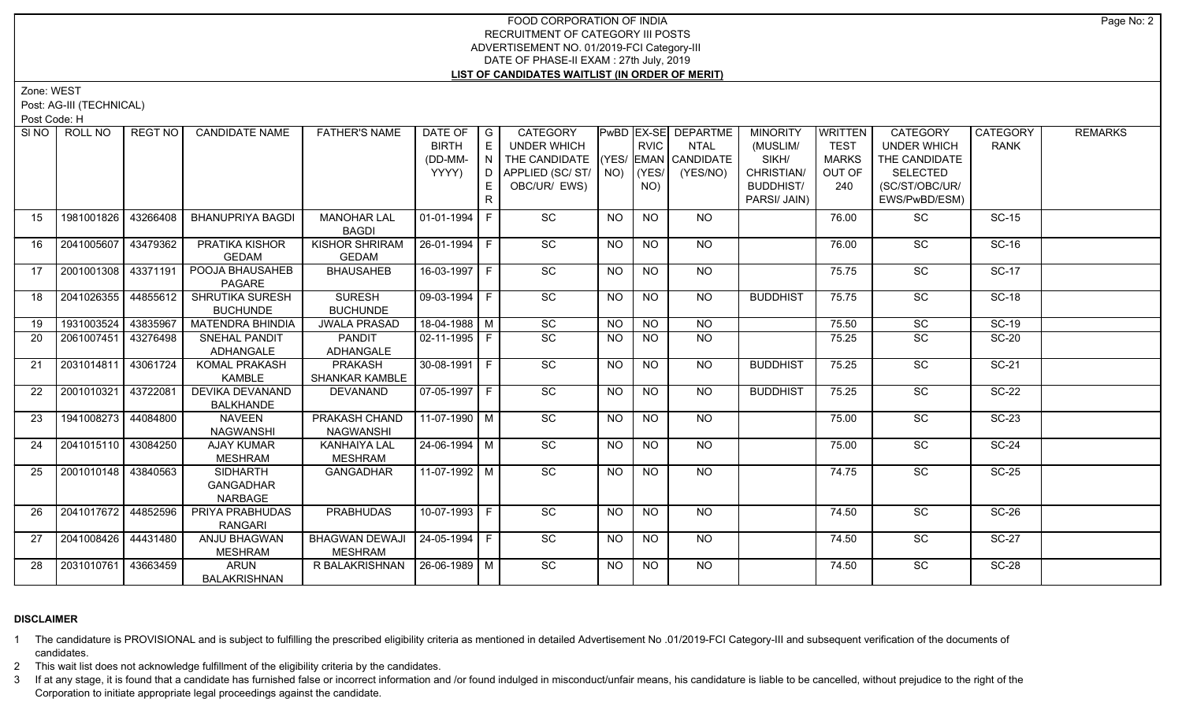FOOD CORPORATION OF INDIA
RECRUITMENT OF CATEGORY III POSTS
ADVERTISEMENT NO. 01/2019-FCI Category-III
DATE OF PHASE-II EXAM : 27th July, 2019
**LIST OF CANDIDATES WAITLIST (IN ORDER OF MERIT)**

Zone: WEST
Post: AG-III (TECHNICAL)
Post Code: H

| Sl NO | ROLL NO | REGT NO | CANDIDATE NAME | FATHER'S NAME | DATE OF BIRTH (DD-MM-YYYY) | GENDER | CATEGORY UNDER WHICH THE CANDIDATE APPLIED (SC/ ST/ OBC/UR/ EWS) | PwBD (YES/ NO) | EX-SERVICEMAN (YES/ NO) | DEPARTMENTAL CANDIDATE (YES/NO) | MINORITY (MUSLIM/ SIKH/ CHRISTIAN/ BUDDHIST/ PARSI/ JAIN) | WRITTEN TEST MARKS OUT OF 240 | CATEGORY UNDER WHICH THE CANDIDATE SELECTED (SC/ST/OBC/UR/ EWS/PwBD/ESM) | CATEGORY RANK | REMARKS |
|---|---|---|---|---|---|---|---|---|---|---|---|---|---|---|---|
| 15 | 1981001826 | 43266408 | BHANUPRIYA BAGDI | MANOHAR LAL BAGDI | 01-01-1994 | F | SC | NO | NO | NO | | 76.00 | SC | SC-15 | |
| 16 | 2041005607 | 43479362 | PRATIKA KISHOR GEDAM | KISHOR SHRIRAM GEDAM | 26-01-1994 | F | SC | NO | NO | NO | | 76.00 | SC | SC-16 | |
| 17 | 2001001308 | 43371191 | POOJA BHAUSAHEB PAGARE | BHAUSAHEB | 16-03-1997 | F | SC | NO | NO | NO | | 75.75 | SC | SC-17 | |
| 18 | 2041026355 | 44855612 | SHRUTIKA SURESH BUCHUNDE | SURESH BUCHUNDE | 09-03-1994 | F | SC | NO | NO | NO | BUDDHIST | 75.75 | SC | SC-18 | |
| 19 | 1931003524 | 43835967 | MATENDRA BHINDIA | JWALA PRASAD | 18-04-1988 | M | SC | NO | NO | NO | | 75.50 | SC | SC-19 | |
| 20 | 2061007451 | 43276498 | SNEHAL PANDIT ADHANGALE | PANDIT ADHANGALE | 02-11-1995 | F | SC | NO | NO | NO | | 75.25 | SC | SC-20 | |
| 21 | 2031014811 | 43061724 | KOMAL PRAKASH KAMBLE | PRAKASH SHANKAR KAMBLE | 30-08-1991 | F | SC | NO | NO | NO | BUDDHIST | 75.25 | SC | SC-21 | |
| 22 | 2001010321 | 43722081 | DEVIKA DEVANAND BALKHANDE | DEVANAND | 07-05-1997 | F | SC | NO | NO | NO | BUDDHIST | 75.25 | SC | SC-22 | |
| 23 | 1941008273 | 44084800 | NAVEEN NAGWANSHI | PRAKASH CHAND NAGWANSHI | 11-07-1990 | M | SC | NO | NO | NO | | 75.00 | SC | SC-23 | |
| 24 | 2041015110 | 43084250 | AJAY KUMAR MESHRAM | KANHAIYA LAL MESHRAM | 24-06-1994 | M | SC | NO | NO | NO | | 75.00 | SC | SC-24 | |
| 25 | 2001010148 | 43840563 | SIDHARTH GANGADHAR NARBAGE | GANGADHAR | 11-07-1992 | M | SC | NO | NO | NO | | 74.75 | SC | SC-25 | |
| 26 | 2041017672 | 44852596 | PRIYA PRABHUDAS RANGARI | PRABHUDAS | 10-07-1993 | F | SC | NO | NO | NO | | 74.50 | SC | SC-26 | |
| 27 | 2041008426 | 44431480 | ANJU BHAGWAN MESHRAM | BHAGWAN DEWAJI MESHRAM | 24-05-1994 | F | SC | NO | NO | NO | | 74.50 | SC | SC-27 | |
| 28 | 2031010761 | 43663459 | ARUN BALAKRISHNAN | R BALAKRISHNAN | 26-06-1989 | M | SC | NO | NO | NO | | 74.50 | SC | SC-28 | |

**DISCLAIMER**

1 The candidature is PROVISIONAL and is subject to fulfilling the prescribed eligibility criteria as mentioned in detailed Advertisement No .01/2019-FCI Category-III and subsequent verification of the documents of candidates.
2 This wait list does not acknowledge fulfillment of the eligibility criteria by the candidates.
3 If at any stage, it is found that a candidate has furnished false or incorrect information and /or found indulged in misconduct/unfair means, his candidature is liable to be cancelled, without prejudice to the right of the Corporation to initiate appropriate legal proceedings against the candidate.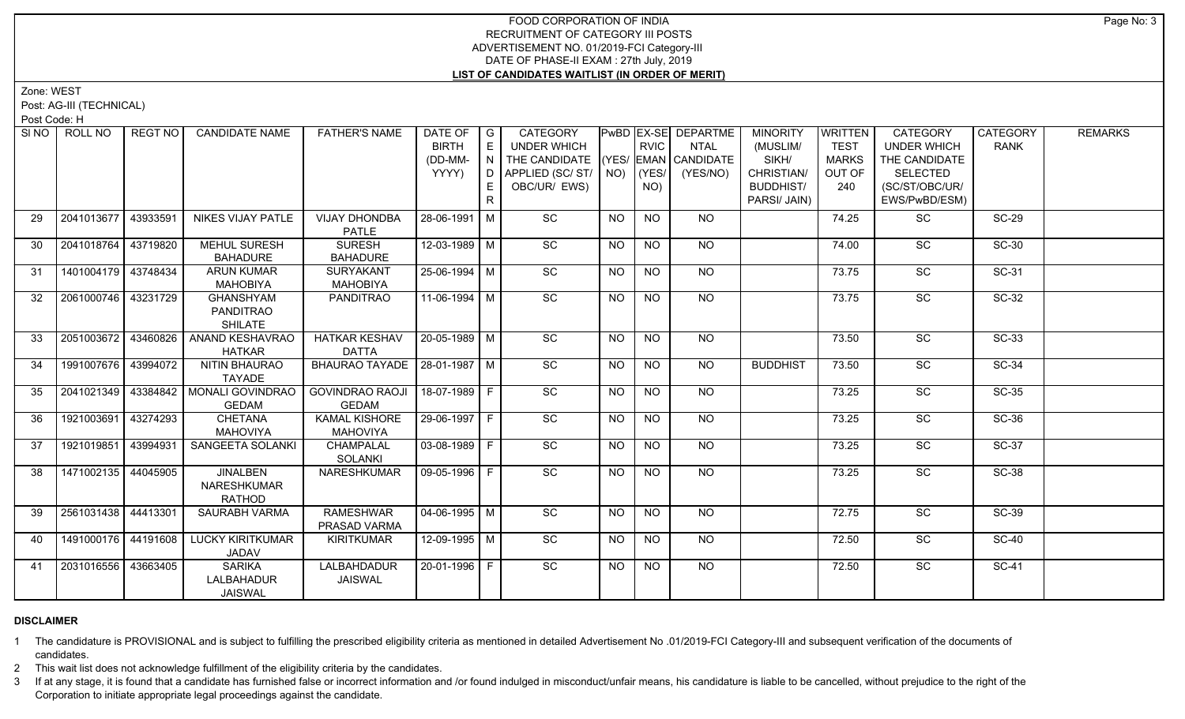# FOOD CORPORATION OF INDIA
## RECRUITMENT OF CATEGORY III POSTS
### ADVERTISEMENT NO. 01/2019-FCI Category-III
### DATE OF PHASE-II EXAM : 27th July, 2019
### LIST OF CANDIDATES WAITLIST (IN ORDER OF MERIT)

Zone: WEST

Post: AG-III (TECHNICAL)

Post Code: H

| SI NO | ROLL NO | REGT NO | CANDIDATE NAME | FATHER'S NAME | DATE OF BIRTH (DD-MM-YYYY) | GENDER | CATEGORY UNDER WHICH THE CANDIDATE APPLIED (SC/ ST/ OBC/UR/ EWS) | PwBD (YES/ NO) | EX-SERVICEMAN (YES/ NO) | DEPARTMENTAL CANDIDATE (YES/NO) | MINORITY (MUSLIM/ SIKH/ CHRISTIAN/ BUDDHIST/ PARSI/ JAIN) | WRITTEN TEST MARKS OUT OF 240 | CATEGORY UNDER WHICH THE CANDIDATE SELECTED (SC/ST/OBC/UR/ EWS/PwBD/ESM) | CATEGORY RANK | REMARKS |
|---|---|---|---|---|---|---|---|---|---|---|---|---|---|---|---|
| 29 | 2041013677 | 43933591 | NIKES VIJAY PATLE | VIJAY DHONDBA PATLE | 28-06-1991 | M | SC | NO | NO | NO | | 74.25 | SC | SC-29 | |
| 30 | 2041018764 | 43719820 | MEHUL SURESH BAHADURE | SURESH BAHADURE | 12-03-1989 | M | SC | NO | NO | NO | | 74.00 | SC | SC-30 | |
| 31 | 1401004179 | 43748434 | ARUN KUMAR MAHOBIYA | SURYAKANT MAHOBIYA | 25-06-1994 | M | SC | NO | NO | NO | | 73.75 | SC | SC-31 | |
| 32 | 2061000746 | 43231729 | GHANSHYAM PANDITRAO SHILATE | PANDITRAO | 11-06-1994 | M | SC | NO | NO | NO | | 73.75 | SC | SC-32 | |
| 33 | 2051003672 | 43460826 | ANAND KESHAVRAO HATKAR | HATKAR KESHAV DATTA | 20-05-1989 | M | SC | NO | NO | NO | | 73.50 | SC | SC-33 | |
| 34 | 1991007676 | 43994072 | NITIN BHAURAO TAYADE | BHAURAO TAYADE | 28-01-1987 | M | SC | NO | NO | NO | BUDDHIST | 73.50 | SC | SC-34 | |
| 35 | 2041021349 | 43384842 | MONALI GOVINDROAO GEDAM | GOVINDRAO RAOJI GEDAM | 18-07-1989 | F | SC | NO | NO | NO | | 73.25 | SC | SC-35 | |
| 36 | 1921003691 | 43274293 | CHETANA MAHOVIYA | KAMAL KISHORE MAHOVIYA | 29-06-1997 | F | SC | NO | NO | NO | | 73.25 | SC | SC-36 | |
| 37 | 1921019851 | 43994931 | SANGEETA SOLANKI | CHAMPALAL SOLANKI | 03-08-1989 | F | SC | NO | NO | NO | | 73.25 | SC | SC-37 | |
| 38 | 1471002135 | 44045905 | JINALBEN NARESHKUMAR RATHOD | NARESHKUMAR | 09-05-1996 | F | SC | NO | NO | NO | | 73.25 | SC | SC-38 | |
| 39 | 2561031438 | 44413301 | SAURABH VARMA | RAMESHWAR PRASAD VARMA | 04-06-1995 | M | SC | NO | NO | NO | | 72.75 | SC | SC-39 | |
| 40 | 1491000176 | 44191608 | LUCKY KIRITKUMAR JADAV | KIRITKUMAR | 12-09-1995 | M | SC | NO | NO | NO | | 72.50 | SC | SC-40 | |
| 41 | 2031016556 | 43663405 | SARIKA LALBAHADUR JAISWAL | LALBAHADUR JAISWAL | 20-01-1996 | F | SC | NO | NO | NO | | 72.50 | SC | SC-41 | |

**DISCLAIMER**

1 The candidature is PROVISIONAL and is subject to fulfilling the prescribed eligibility criteria as mentioned in detailed Advertisement No .01/2019-FCI Category-III and subsequent verification of the documents of candidates.

2 This wait list does not acknowledge fulfillment of the eligibility criteria by the candidates.

3 If at any stage, it is found that a candidate has furnished false or incorrect information and /or found indulged in misconduct/unfair means, his candidature is liable to be cancelled, without prejudice to the right of the Corporation to initiate appropriate legal proceedings against the candidate.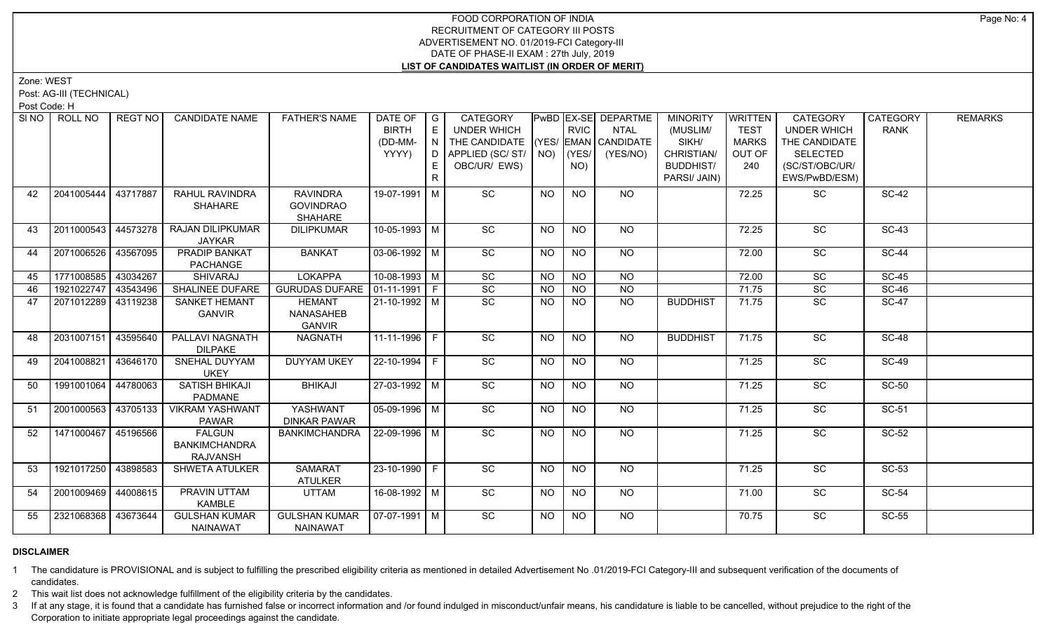# FOOD CORPORATION OF INDIA
## RECRUITMENT OF CATEGORY III POSTS
### ADVERTISEMENT NO. 01/2019-FCI Category-III
### DATE OF PHASE-II EXAM : 27th July, 2019
### LIST OF CANDIDATES WAITLIST (IN ORDER OF MERIT)

Zone: WEST

Post: AG-III (TECHNICAL)

Post Code: H

| SI NO | ROLL NO | REGT NO | CANDIDATE NAME | FATHER'S NAME | DATE OF BIRTH (DD-MM-YYYY) | GENDER | CATEGORY UNDER WHICH THE CANDIDATE APPLIED (SC/ ST/ OBC/UR/ EWS) | PwBD (YES/ NO) | EX-SERVICEMAN (YES/ NO) | DEPARTMENTAL CANDIDATE (YES/NO) | MINORITY (MUSLIM/ SIKH/ CHRISTIAN/ BUDDHIST/ PARSI/ JAIN) | WRITTEN TEST MARKS OUT OF 240 | CATEGORY UNDER WHICH THE CANDIDATE SELECTED (SC/ST/OBC/UR/ EWS/PwBD/ESM) | CATEGORY RANK | REMARKS |
|---|---|---|---|---|---|---|---|---|---|---|---|---|---|---|---|
| 42 | 2041005444 | 43717887 | RAHUL RAVINDRA SHAHARE | RAVINDRA GOVINDRAO SHAHARE | 19-07-1991 | M | SC | NO | NO | NO | | 72.25 | SC | SC-42 | |
| 43 | 2011000543 | 44573278 | RAJAN DILIPKUMAR JAYKAR | DILIPKUMAR | 10-05-1993 | M | SC | NO | NO | NO | | 72.25 | SC | SC-43 | |
| 44 | 2071006526 | 43567095 | PRADIP BANKAT PACHANGE | BANKAT | 03-06-1992 | M | SC | NO | NO | NO | | 72.00 | SC | SC-44 | |
| 45 | 1771008585 | 43034267 | SHIVARAJ | LOKAPPA | 10-08-1993 | M | SC | NO | NO | NO | | 72.00 | SC | SC-45 | |
| 46 | 1921022747 | 43543496 | SHALINEE DUFARE | GURUDAS DUFARE | 01-11-1991 | F | SC | NO | NO | NO | | 71.75 | SC | SC-46 | |
| 47 | 2071012289 | 43119238 | SANKET HEMANT GANVIR | HEMANT NANASAHEB GANVIR | 21-10-1992 | M | SC | NO | NO | NO | BUDDHIST | 71.75 | SC | SC-47 | |
| 48 | 2031007151 | 43595640 | PALLAVI NAGNATH DILPAKE | NAGNATH | 11-11-1996 | F | SC | NO | NO | NO | BUDDHIST | 71.75 | SC | SC-48 | |
| 49 | 2041008821 | 43646170 | SNEHAL DUYYAM UKEY | DUYYAM UKEY | 22-10-1994 | F | SC | NO | NO | NO | | 71.25 | SC | SC-49 | |
| 50 | 1991001064 | 44780063 | SATISH BHIKAJI PADMANE | BHIKAJI | 27-03-1992 | M | SC | NO | NO | NO | | 71.25 | SC | SC-50 | |
| 51 | 2001000563 | 43705133 | VIKRAM YASHWANT PAWAR | YASHWANT DINKAR PAWAR | 05-09-1996 | M | SC | NO | NO | NO | | 71.25 | SC | SC-51 | |
| 52 | 1471000467 | 45196566 | FALGUN BANKIMCHANDRA RAJVANSH | BANKIMCHANDRA | 22-09-1996 | M | SC | NO | NO | NO | | 71.25 | SC | SC-52 | |
| 53 | 1921017250 | 43898583 | SHWETA ATULKER | SAMARAT ATULKER | 23-10-1990 | F | SC | NO | NO | NO | | 71.25 | SC | SC-53 | |
| 54 | 2001009469 | 44008615 | PRAVIN UTTAM KAMBLE | UTTAM | 16-08-1992 | M | SC | NO | NO | NO | | 71.00 | SC | SC-54 | |
| 55 | 2321068368 | 43673644 | GULSHAN KUMAR NAINAWAT | GULSHAN KUMAR NAINAWAT | 07-07-1991 | M | SC | NO | NO | NO | | 70.75 | SC | SC-55 | |

**DISCLAIMER**

1. The candidature is PROVISIONAL and is subject to fulfilling the prescribed eligibility criteria as mentioned in detailed Advertisement No .01/2019-FCI Category-III and subsequent verification of the documents of candidates.
2. This wait list does not acknowledge fulfillment of the eligibility criteria by the candidates.
3. If at any stage, it is found that a candidate has furnished false or incorrect information and /or found indulged in misconduct/unfair means, his candidature is liable to be cancelled, without prejudice to the right of the Corporation to initiate appropriate legal proceedings against the candidate.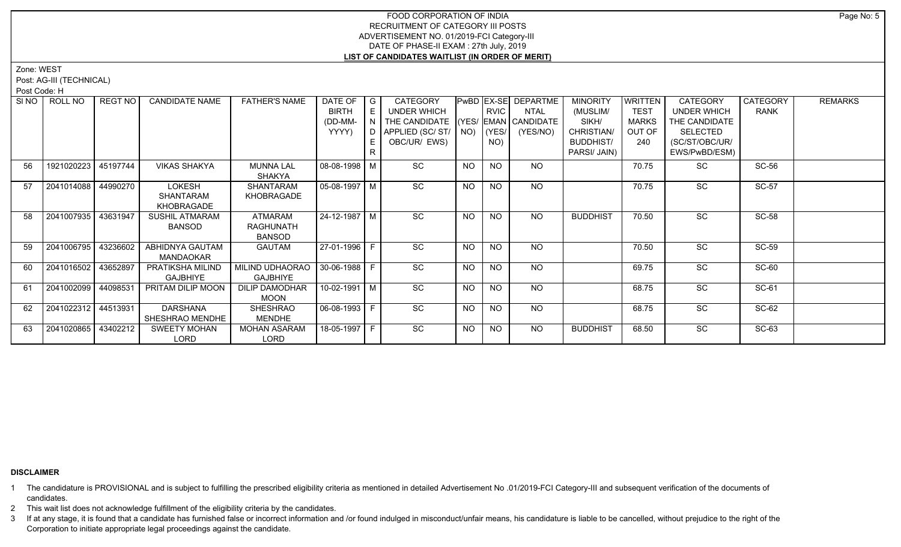# FOOD CORPORATION OF INDIA
## RECRUITMENT OF CATEGORY III POSTS
## ADVERTISEMENT NO. 01/2019-FCI Category-III
## DATE OF PHASE-II EXAM : 27th July, 2019
## LIST OF CANDIDATES WAITLIST (IN ORDER OF MERIT)

Zone: WEST

Post: AG-III (TECHNICAL)

Post Code: H

| Sl NO | ROLL NO | REGT NO | CANDIDATE NAME | FATHER'S NAME | DATE OF BIRTH (DD-MM-YYYY) | GENDER | CATEGORY UNDER WHICH THE CANDIDATE APPLIED (SC/ ST/ OBC/UR/ EWS) | PwBD (YES/ NO) | EX-SERVICEMAN (YES/ NO) | DEPARTMENTAL CANDIDATE (YES/NO) | MINORITY (MUSLIM/ SIKH/ CHRISTIAN/ BUDDHIST/ PARSI/ JAIN) | WRITTEN TEST MARKS OUT OF 240 | CATEGORY UNDER WHICH THE CANDIDATE SELECTED (SC/ST/OBC/UR/ EWS/PwBD/ESM) | CATEGORY RANK | REMARKS |
|---|---|---|---|---|---|---|---|---|---|---|---|---|---|---|---|
| 56 | 1921020223 | 45197744 | VIKAS SHAKYA | MUNNA LAL SHAKYA | 08-08-1998 | M | SC | NO | NO | NO | | 70.75 | SC | SC-56 | |
| 57 | 2041014088 | 44990270 | LOKESH SHANTARAM KHOBRAGADE | SHANTARAM KHOBRAGADE | 05-08-1997 | M | SC | NO | NO | NO | | 70.75 | SC | SC-57 | |
| 58 | 2041007935 | 43631947 | SUSHIL ATMARAM BANSOD | ATMARAM RAGHUNATH BANSOD | 24-12-1987 | M | SC | NO | NO | NO | BUDDHIST | 70.50 | SC | SC-58 | |
| 59 | 2041006795 | 43236602 | ABHIDNYA GAUTAM MANDAOKAR | GAUTAM | 27-01-1996 | F | SC | NO | NO | NO | | 70.50 | SC | SC-59 | |
| 60 | 2041016502 | 43652897 | PRATIKSHA MILIND GAJBHIYE | MILIND UDHAORAO GAJBHIYE | 30-06-1988 | F | SC | NO | NO | NO | | 69.75 | SC | SC-60 | |
| 61 | 2041002099 | 44098531 | PRITAM DILIP MOON | DILIP DAMODHAR MOON | 10-02-1991 | M | SC | NO | NO | NO | | 68.75 | SC | SC-61 | |
| 62 | 2041022312 | 44513931 | DARSHANA SHESHRAO MENDHE | SHESHRAO MENDHE | 06-08-1993 | F | SC | NO | NO | NO | | 68.75 | SC | SC-62 | |
| 63 | 2041020865 | 43402212 | SWEETY MOHAN LORD | MOHAN ASARAM LORD | 18-05-1997 | F | SC | NO | NO | NO | BUDDHIST | 68.50 | SC | SC-63 | |

**DISCLAIMER**

1. The candidature is PROVISIONAL and is subject to fulfilling the prescribed eligibility criteria as mentioned in detailed Advertisement No .01/2019-FCI Category-III and subsequent verification of the documents of candidates.
2. This wait list does not acknowledge fulfillment of the eligibility criteria by the candidates.
3. If at any stage, it is found that a candidate has furnished false or incorrect information and /or found indulged in misconduct/unfair means, his candidature is liable to be cancelled, without prejudice to the right of the Corporation to initiate appropriate legal proceedings against the candidate.